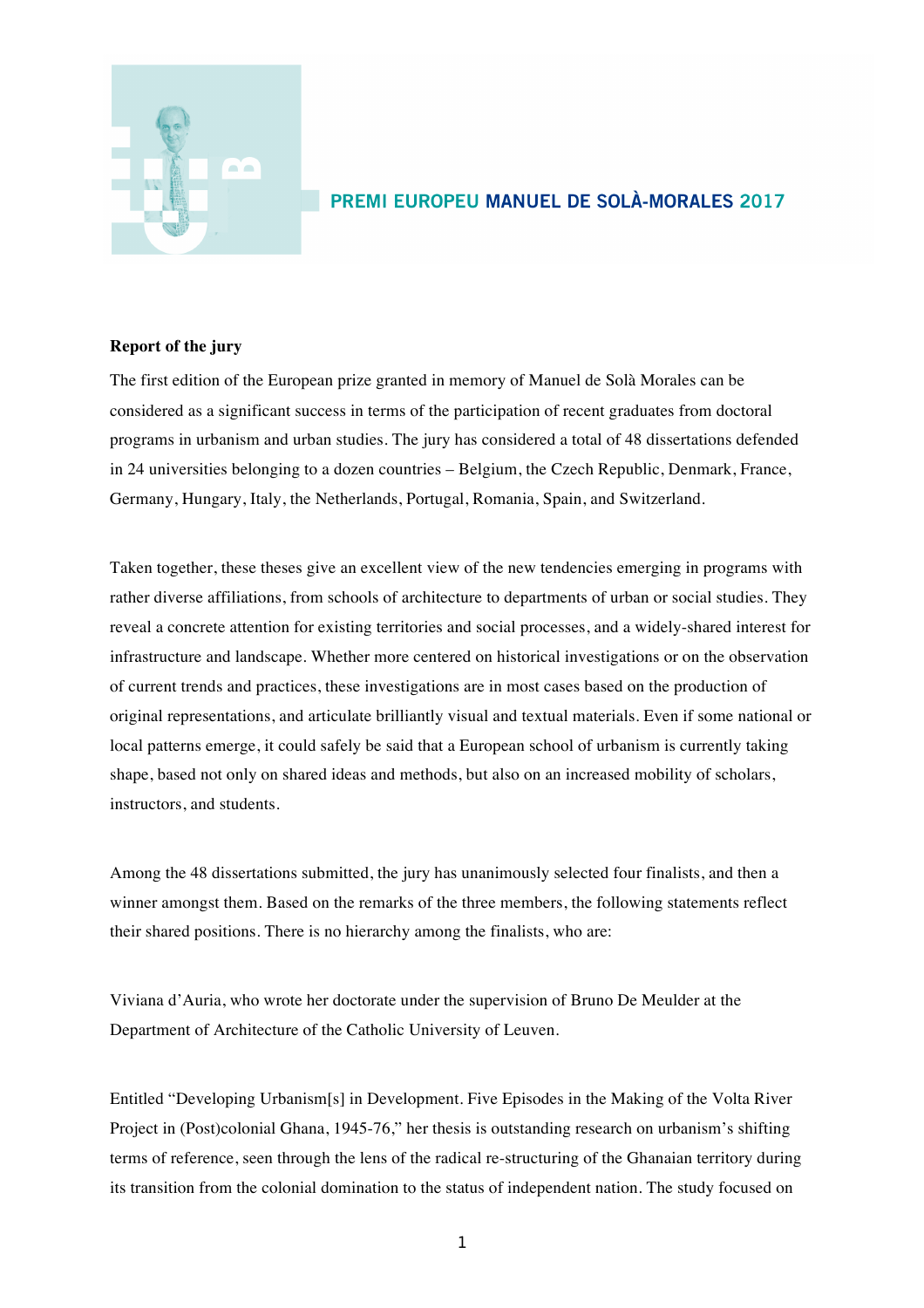# PREMI EUROPEU MANUEL DE SOLÀ-MORALES 2017

**Report of the jury**

The first edition of the European prize granted in memory of Manuel de Solà Morales can be considered as a significant success in terms of the participation of recent graduates from doctoral programs in urbanism and urban studies. The jury has considered a total of 48 dissertations defended in 24 universities belonging to a dozen countries – Belgium, the Czech Republic, Denmark, France, Germany, Hungary, Italy, the Netherlands, Portugal, Romania, Spain, and Switzerland.

Taken together, these theses give an excellent view of the new tendencies emerging in programs with rather diverse affiliations, from schools of architecture to departments of urban or social studies. They reveal a concrete attention for existing territories and social processes, and a widely-shared interest for infrastructure and landscape. Whether more centered on historical investigations or on the observation of current trends and practices, these investigations are in most cases based on the production of original representations, and articulate brilliantly visual and textual materials. Even if some national or local patterns emerge, it could safely be said that a European school of urbanism is currently taking shape, based not only on shared ideas and methods, but also on an increased mobility of scholars, instructors, and students.

Among the 48 dissertations submitted, the jury has unanimously selected four finalists, and then a winner amongst them. Based on the remarks of the three members, the following statements reflect their shared positions. There is no hierarchy among the finalists, who are:

Viviana d'Auria, who wrote her doctorate under the supervision of Bruno De Meulder at the Department of Architecture of the Catholic University of Leuven.

Entitled "Developing Urbanism[s] in Development. Five Episodes in the Making of the Volta River Project in (Post)colonial Ghana, 1945-76," her thesis is outstanding research on urbanism's shifting terms of reference, seen through the lens of the radical re-structuring of the Ghanaian territory during its transition from the colonial domination to the status of independent nation. The study focused on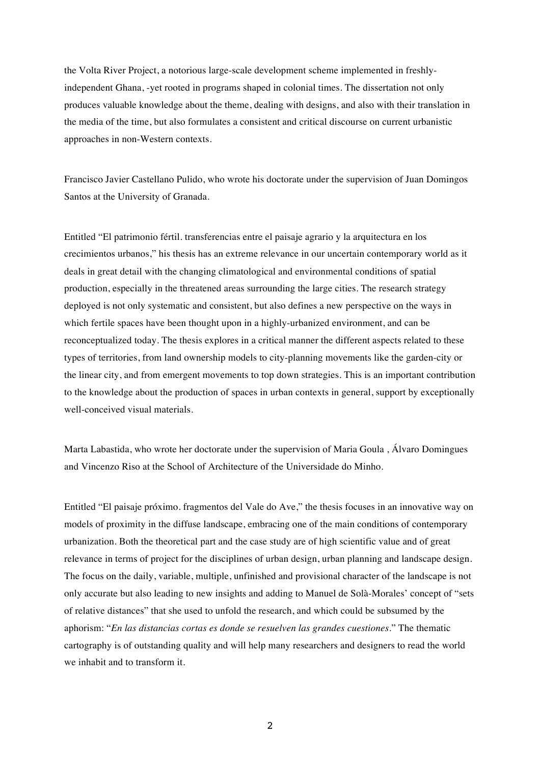the Volta River Project, a notorious large-scale development scheme implemented in freshly-independent Ghana, -yet rooted in programs shaped in colonial times. The dissertation not only produces valuable knowledge about the theme, dealing with designs, and also with their translation in the media of the time, but also formulates a consistent and critical discourse on current urbanistic approaches in non-Western contexts.

Francisco Javier Castellano Pulido, who wrote his doctorate under the supervision of Juan Domingos Santos at the University of Granada.

Entitled "El patrimonio fértil. transferencias entre el paisaje agrario y la arquitectura en los crecimientos urbanos," his thesis has an extreme relevance in our uncertain contemporary world as it deals in great detail with the changing climatological and environmental conditions of spatial production, especially in the threatened areas surrounding the large cities. The research strategy deployed is not only systematic and consistent, but also defines a new perspective on the ways in which fertile spaces have been thought upon in a highly-urbanized environment, and can be reconceptualized today. The thesis explores in a critical manner the different aspects related to these types of territories, from land ownership models to city-planning movements like the garden-city or the linear city, and from emergent movements to top down strategies. This is an important contribution to the knowledge about the production of spaces in urban contexts in general, support by exceptionally well-conceived visual materials.

Marta Labastida, who wrote her doctorate under the supervision of Maria Goula , Álvaro Domingues and Vincenzo Riso at the School of Architecture of the Universidade do Minho.

Entitled "El paisaje próximo. fragmentos del Vale do Ave," the thesis focuses in an innovative way on models of proximity in the diffuse landscape, embracing one of the main conditions of contemporary urbanization. Both the theoretical part and the case study are of high scientific value and of great relevance in terms of project for the disciplines of urban design, urban planning and landscape design. The focus on the daily, variable, multiple, unfinished and provisional character of the landscape is not only accurate but also leading to new insights and adding to Manuel de Solà-Morales' concept of "sets of relative distances" that she used to unfold the research, and which could be subsumed by the aphorism: "*En las distancias cortas es donde se resuelven las grandes cuestiones*." The thematic cartography is of outstanding quality and will help many researchers and designers to read the world we inhabit and to transform it.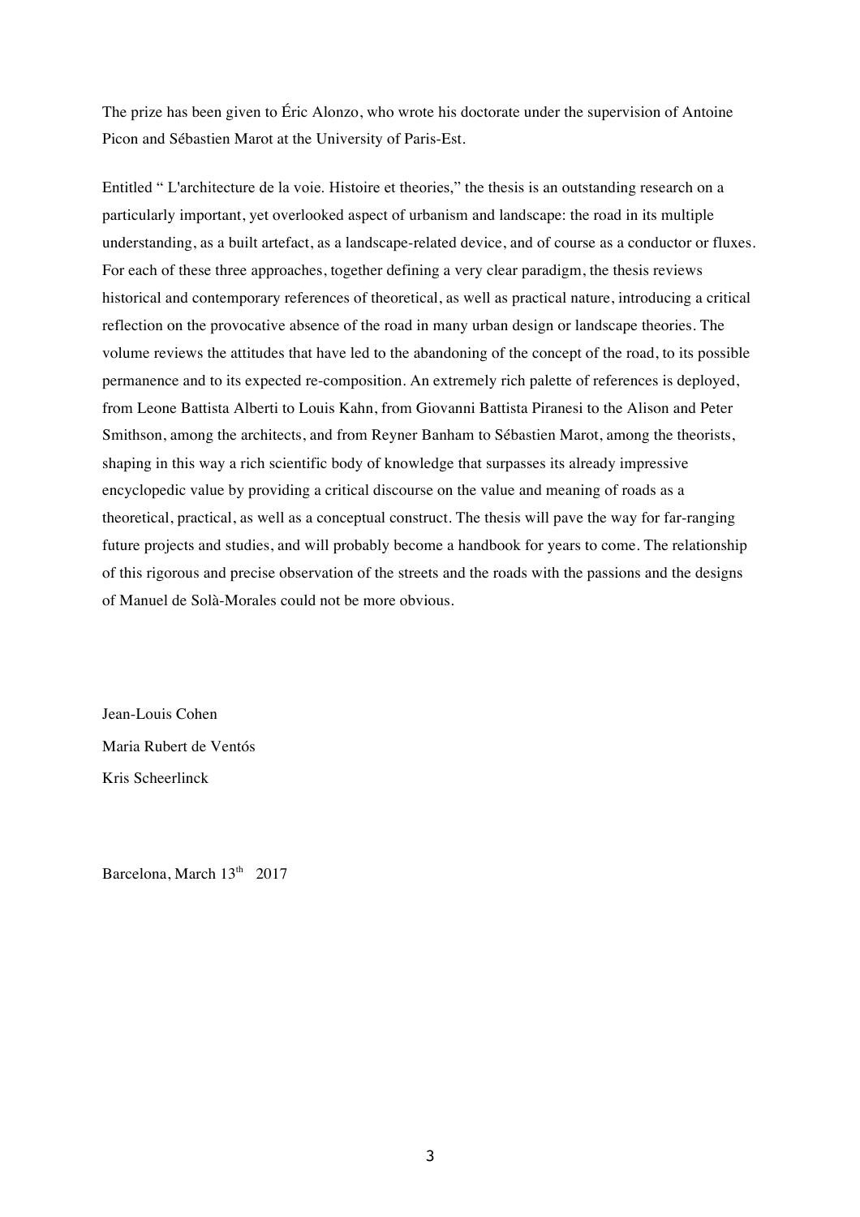The prize has been given to Éric Alonzo, who wrote his doctorate under the supervision of Antoine Picon and Sébastien Marot at the University of Paris-Est.

Entitled " L'architecture de la voie. Histoire et theories," the thesis is an outstanding research on a particularly important, yet overlooked aspect of urbanism and landscape: the road in its multiple understanding, as a built artefact, as a landscape-related device, and of course as a conductor or fluxes. For each of these three approaches, together defining a very clear paradigm, the thesis reviews historical and contemporary references of theoretical, as well as practical nature, introducing a critical reflection on the provocative absence of the road in many urban design or landscape theories. The volume reviews the attitudes that have led to the abandoning of the concept of the road, to its possible permanence and to its expected re-composition. An extremely rich palette of references is deployed, from Leone Battista Alberti to Louis Kahn, from Giovanni Battista Piranesi to the Alison and Peter Smithson, among the architects, and from Reyner Banham to Sébastien Marot, among the theorists, shaping in this way a rich scientific body of knowledge that surpasses its already impressive encyclopedic value by providing a critical discourse on the value and meaning of roads as a theoretical, practical, as well as a conceptual construct. The thesis will pave the way for far-ranging future projects and studies, and will probably become a handbook for years to come. The relationship of this rigorous and precise observation of the streets and the roads with the passions and the designs of Manuel de Solà-Morales could not be more obvious.

Jean-Louis Cohen

Maria Rubert de Ventós

Kris Scheerlinck

Barcelona, March 13th 2017